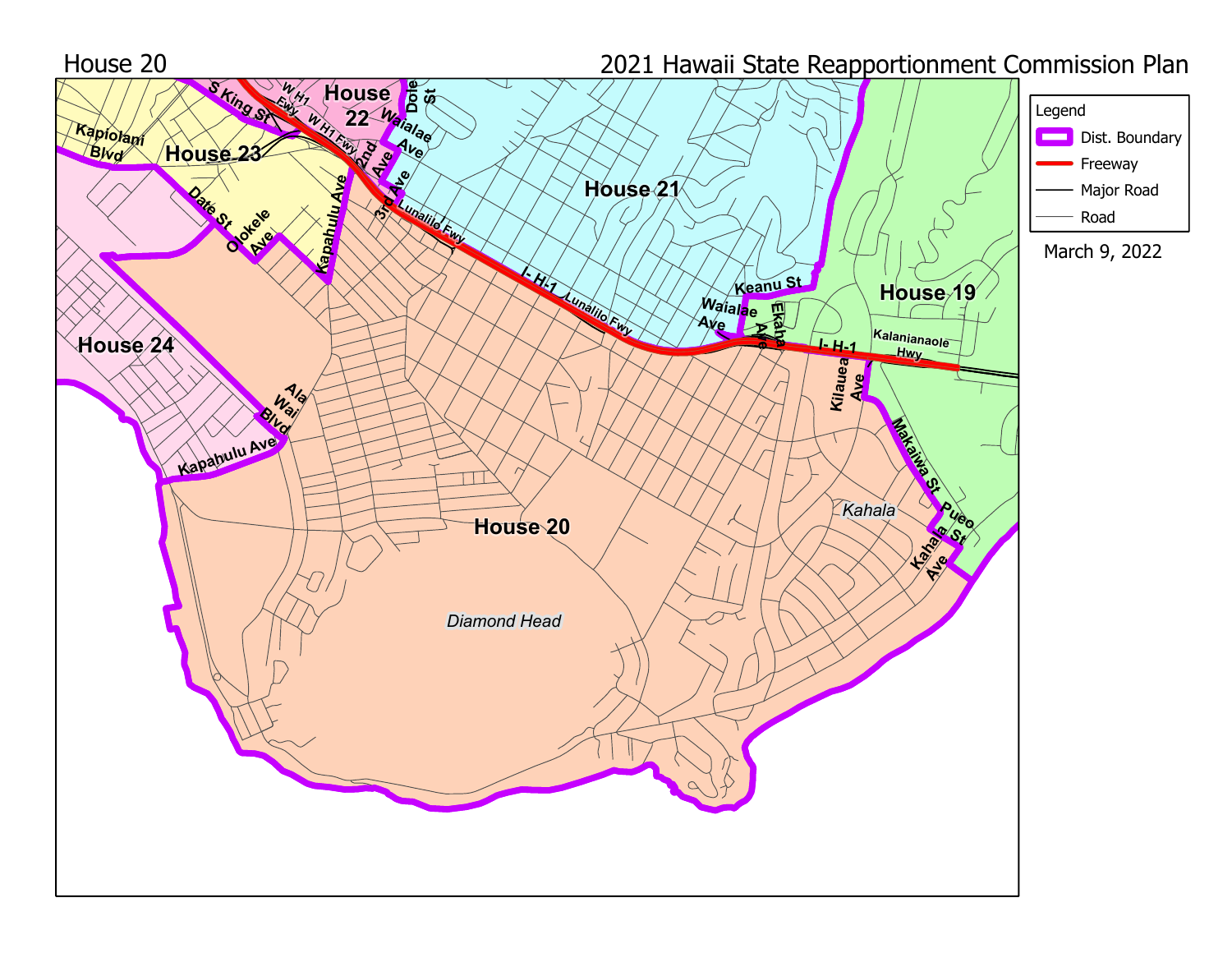House 20

2021 Hawaii State Reapportionment Commission Plan

March 9, 2022

Legend
- Dist. Boundary
- Freeway
- Major Road
- Road

House 19

House 20

House 21

House 22

House 23

House 24

Diamond Head

Kahala

S King St, W H1 Fwy, Kapiolani Blvd, Date St, Olokele Ave, Kapahulu Ave, 2nd Ave, 3rd Ave, Dole St, Waialae Ave, Lunalilo Fwy, I- H-1, Keanu St, Ekaha Ave, Kalanianaole Hwy, Kilauea Ave, Makaiwa St, Pueo St, Kahala Ave, Ala Wai Blvd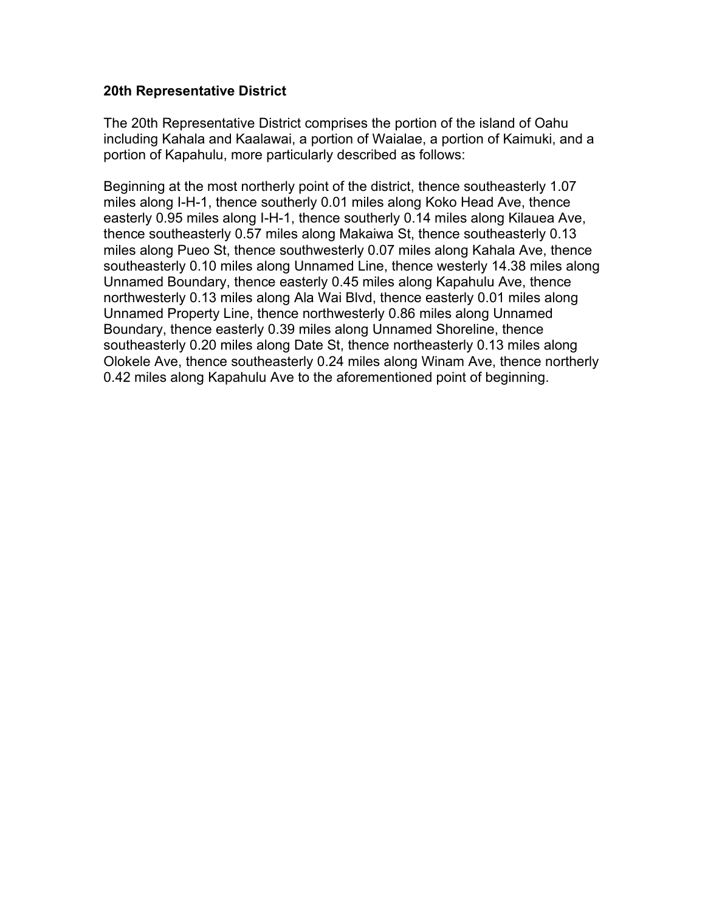**20th Representative District**

The 20th Representative District comprises the portion of the island of Oahu including Kahala and Kaalawai, a portion of Waialae, a portion of Kaimuki, and a portion of Kapahulu, more particularly described as follows:

Beginning at the most northerly point of the district, thence southeasterly 1.07 miles along I-H-1, thence southerly 0.01 miles along Koko Head Ave, thence easterly 0.95 miles along I-H-1, thence southerly 0.14 miles along Kilauea Ave, thence southeasterly 0.57 miles along Makaiwa St, thence southeasterly 0.13 miles along Pueo St, thence southwesterly 0.07 miles along Kahala Ave, thence southeasterly 0.10 miles along Unnamed Line, thence westerly 14.38 miles along Unnamed Boundary, thence easterly 0.45 miles along Kapahulu Ave, thence northwesterly 0.13 miles along Ala Wai Blvd, thence easterly 0.01 miles along Unnamed Property Line, thence northwesterly 0.86 miles along Unnamed Boundary, thence easterly 0.39 miles along Unnamed Shoreline, thence southeasterly 0.20 miles along Date St, thence northeasterly 0.13 miles along Olokele Ave, thence southeasterly 0.24 miles along Winam Ave, thence northerly 0.42 miles along Kapahulu Ave to the aforementioned point of beginning.